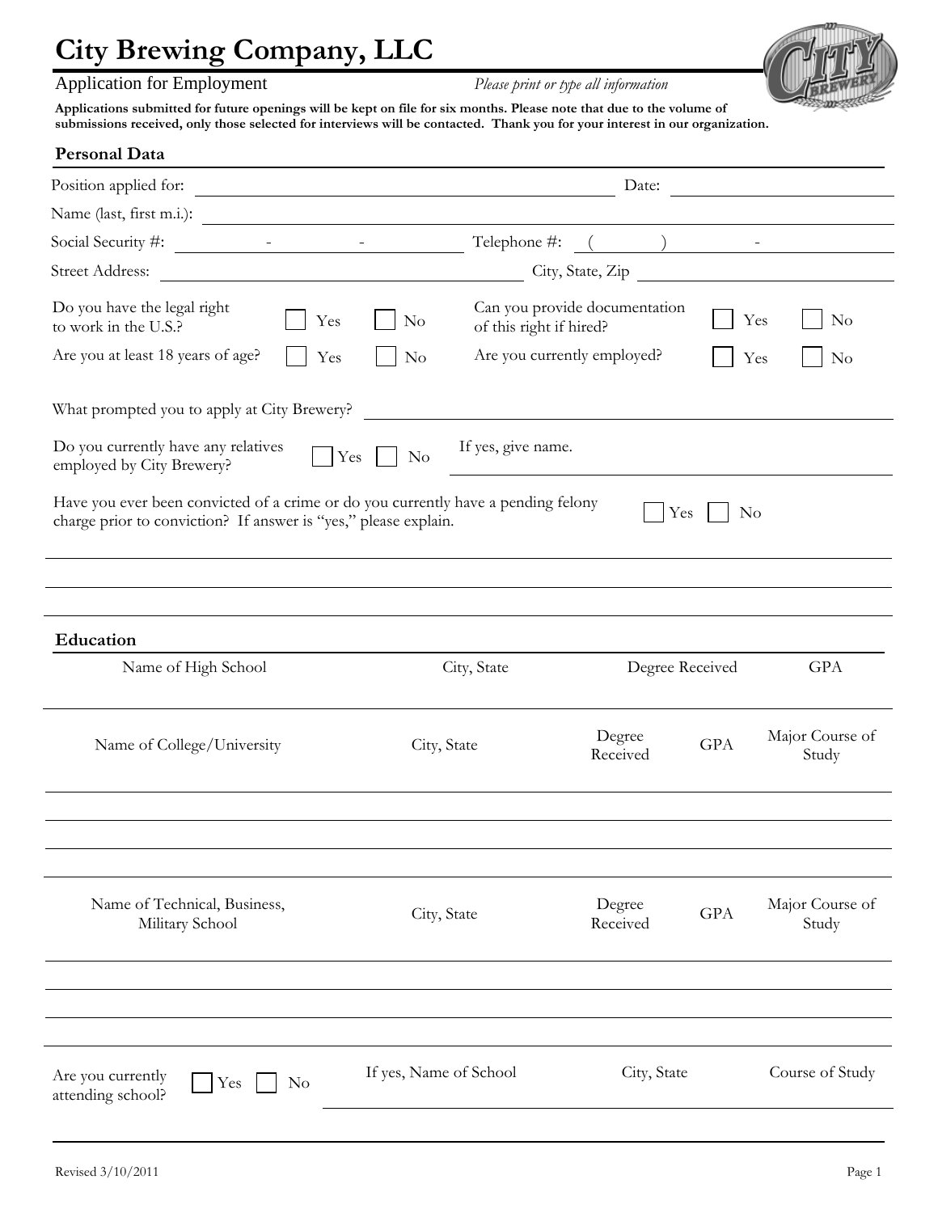# City Brewing Company, LLC

Application for Employment *Please print or type all information*

**Applications submitted for future openings will be kept on file for six months. Please note that due to the volume of submissions received, only those selected for interviews will be contacted. Thank you for your interest in our organization.**

## Personal Data

Position applied for: \_\_\_\_\_\_\_\_\_\_\_\_\_\_\_\_\_\_\_\_ Date: \_\_\_\_\_\_\_\_\_\_

Name (last, first m.i.): \_\_\_\_\_\_\_\_\_\_\_\_\_\_\_\_\_\_\_\_

Social Security #: \_\_\_\_\_ - \_\_\_\_\_ - \_\_\_\_\_ Telephone #: ( \_\_\_\_ ) \_\_\_\_\_ - \_\_\_\_\_

Street Address: \_\_\_\_\_\_\_\_\_\_\_\_\_\_\_\_\_\_\_\_ City, State, Zip \_\_\_\_\_\_\_\_\_\_

Do you have the legal right to work in the U.S.? ☐ Yes ☐ No

Can you provide documentation of this right if hired? ☐ Yes ☐ No

Are you at least 18 years of age? ☐ Yes ☐ No

Are you currently employed? ☐ Yes ☐ No

What prompted you to apply at City Brewery? \_\_\_\_\_\_\_\_\_\_\_\_\_\_\_\_\_\_\_\_

Do you currently have any relatives employed by City Brewery? ☐ Yes ☐ No If yes, give name. \_\_\_\_\_\_\_\_\_\_

Have you ever been convicted of a crime or do you currently have a pending felony charge prior to conviction? If answer is "yes," please explain. ☐ Yes ☐ No

\_\_\_\_\_\_\_\_\_\_\_\_\_\_\_\_\_\_\_\_\_\_\_\_\_\_\_\_\_\_\_\_\_\_\_\_\_\_\_\_

\_\_\_\_\_\_\_\_\_\_\_\_\_\_\_\_\_\_\_\_\_\_\_\_\_\_\_\_\_\_\_\_\_\_\_\_\_\_\_\_

\_\_\_\_\_\_\_\_\_\_\_\_\_\_\_\_\_\_\_\_\_\_\_\_\_\_\_\_\_\_\_\_\_\_\_\_\_\_\_\_

## Education

| Name of High School | City, State | Degree Received | GPA |
|---|---|---|---|
| | | | |

| Name of College/University | City, State | Degree Received | GPA | Major Course of Study |
|---|---|---|---|---|
| | | | | |
| | | | | |
| | | | | |

| Name of Technical, Business, Military School | City, State | Degree Received | GPA | Major Course of Study |
|---|---|---|---|---|
| | | | | |
| | | | | |
| | | | | |

Are you currently attending school? ☐ Yes ☐ No

| If yes, Name of School | City, State | Course of Study |
|---|---|---|
| | | |

Revised 3/10/2011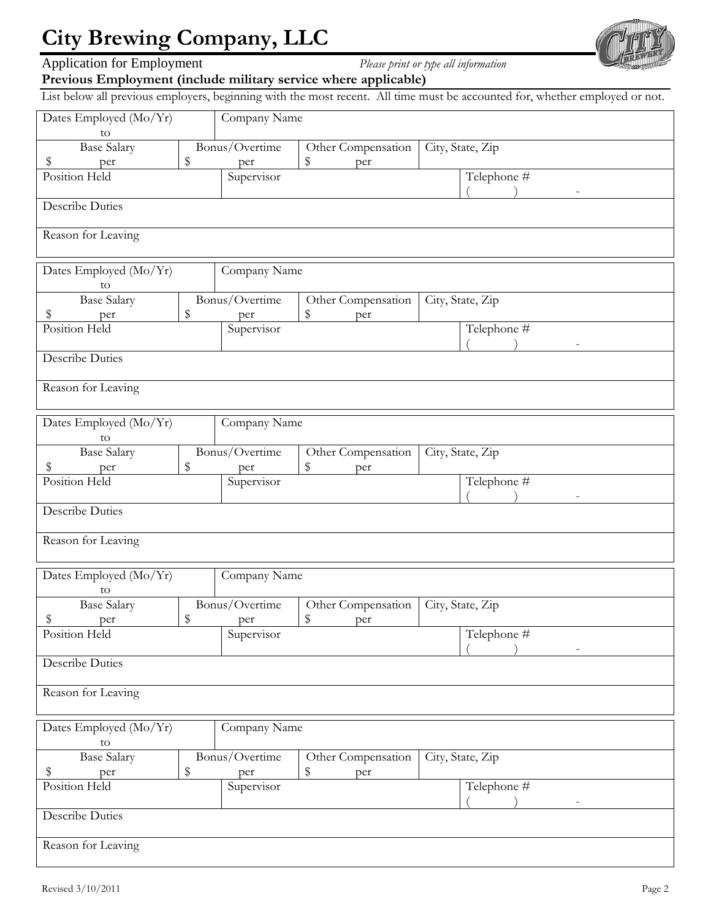# City Brewing Company, LLC

Application for Employment *Please print or type all information*

**Previous Employment (include military service where applicable)**

List below all previous employers, beginning with the most recent. All time must be accounted for, whether employed or not.

| Dates Employed (Mo/Yr) to | | Company Name | | |
|---|---|---|---|---|
| Base Salary $ per | Bonus/Overtime $ per | Other Compensation $ per | City, State, Zip | |
| Position Held | Supervisor | | | Telephone # ( ) - |
| Describe Duties | | | | |
| Reason for Leaving | | | | |

| Dates Employed (Mo/Yr) to | | Company Name | | |
|---|---|---|---|---|
| Base Salary $ per | Bonus/Overtime $ per | Other Compensation $ per | City, State, Zip | |
| Position Held | Supervisor | | | Telephone # ( ) - |
| Describe Duties | | | | |
| Reason for Leaving | | | | |

| Dates Employed (Mo/Yr) to | | Company Name | | |
|---|---|---|---|---|
| Base Salary $ per | Bonus/Overtime $ per | Other Compensation $ per | City, State, Zip | |
| Position Held | Supervisor | | | Telephone # ( ) - |
| Describe Duties | | | | |
| Reason for Leaving | | | | |

| Dates Employed (Mo/Yr) to | | Company Name | | |
|---|---|---|---|---|
| Base Salary $ per | Bonus/Overtime $ per | Other Compensation $ per | City, State, Zip | |
| Position Held | Supervisor | | | Telephone # ( ) - |
| Describe Duties | | | | |
| Reason for Leaving | | | | |

| Dates Employed (Mo/Yr) to | | Company Name | | |
|---|---|---|---|---|
| Base Salary $ per | Bonus/Overtime $ per | Other Compensation $ per | City, State, Zip | |
| Position Held | Supervisor | | | Telephone # ( ) - |
| Describe Duties | | | | |
| Reason for Leaving | | | | |

Revised 3/10/2011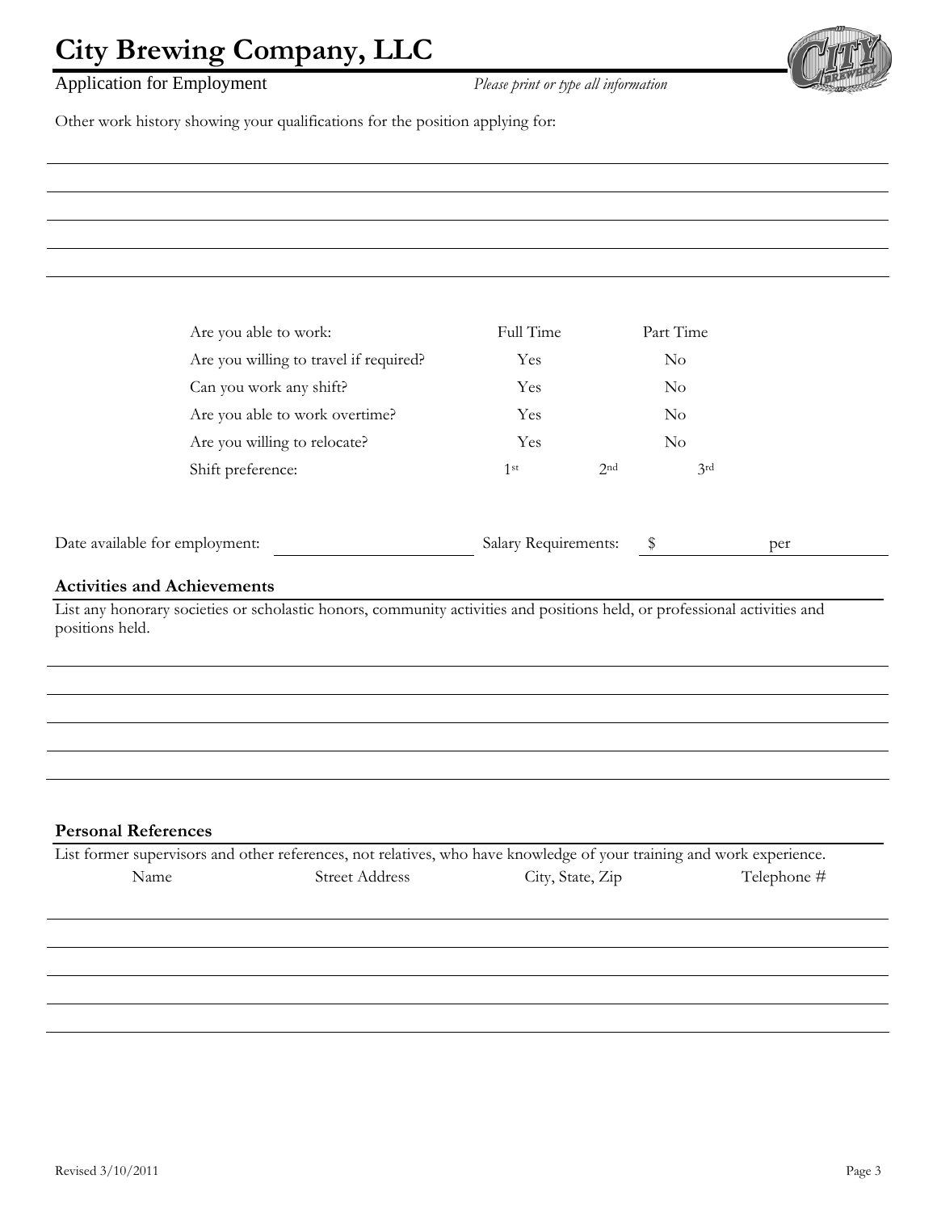# City Brewing Company, LLC

Application for Employment — *Please print or type all information*

Other work history showing your qualifications for the position applying for:

______________________________________________________________________________

______________________________________________________________________________

______________________________________________________________________________

______________________________________________________________________________

______________________________________________________________________________

| | | | |
|---|---|---|---|
| Are you able to work: | Full Time | | Part Time |
| Are you willing to travel if required? | Yes | | No |
| Can you work any shift? | Yes | | No |
| Are you able to work overtime? | Yes | | No |
| Are you willing to relocate? | Yes | | No |
| Shift preference: | 1st | 2nd | 3rd |

Date available for employment: ____________________ Salary Requirements: $ __________ per __________

## Activities and Achievements

List any honorary societies or scholastic honors, community activities and positions held, or professional activities and positions held.

______________________________________________________________________________

______________________________________________________________________________

______________________________________________________________________________

______________________________________________________________________________

______________________________________________________________________________

## Personal References

List former supervisors and other references, not relatives, who have knowledge of your training and work experience.

| Name | Street Address | City, State, Zip | Telephone # |
|---|---|---|---|
| | | | |
| | | | |
| | | | |
| | | | |
| | | | |

Revised 3/10/2011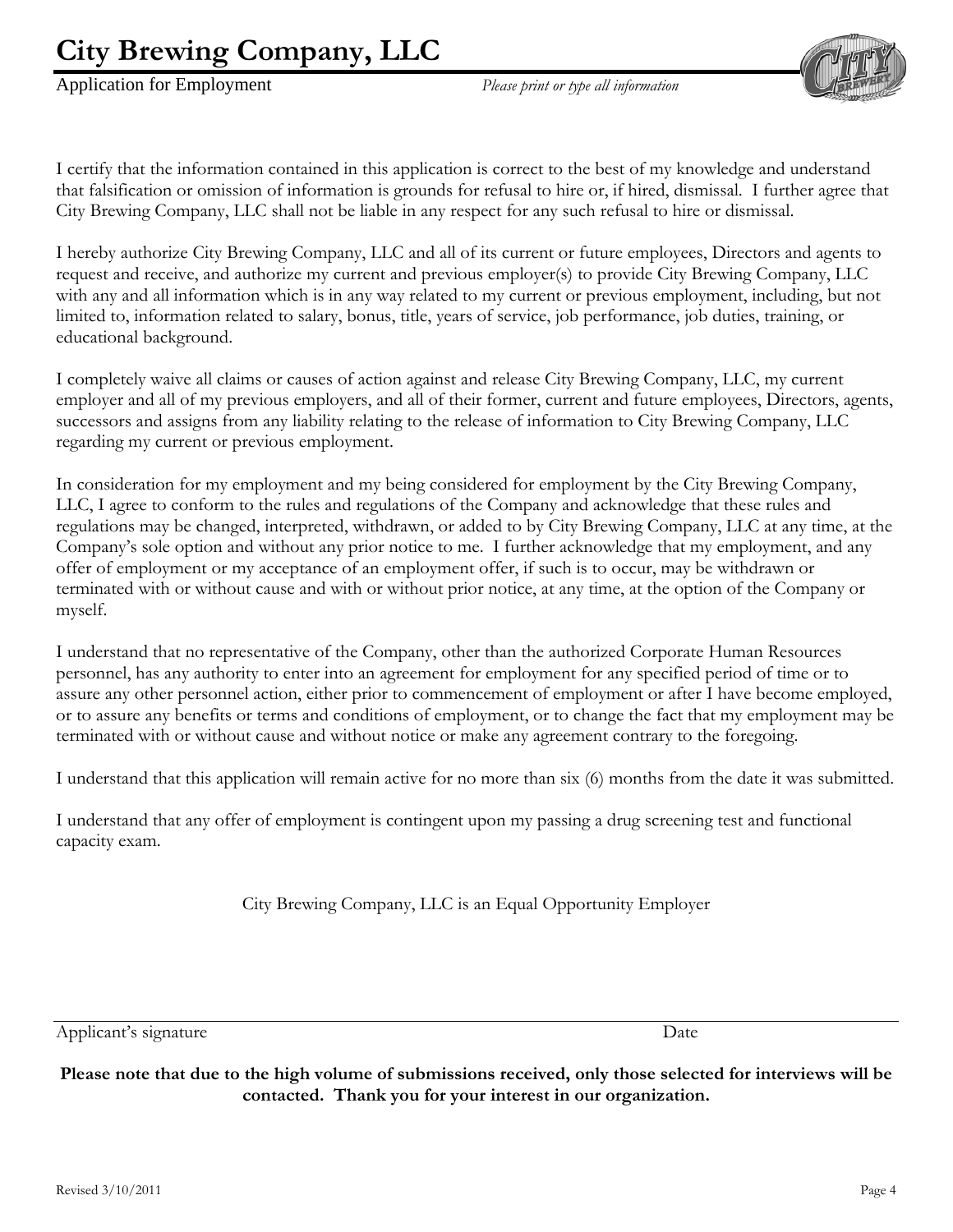# City Brewing Company, LLC

Application for Employment *Please print or type all information*

I certify that the information contained in this application is correct to the best of my knowledge and understand that falsification or omission of information is grounds for refusal to hire or, if hired, dismissal. I further agree that City Brewing Company, LLC shall not be liable in any respect for any such refusal to hire or dismissal.

I hereby authorize City Brewing Company, LLC and all of its current or future employees, Directors and agents to request and receive, and authorize my current and previous employer(s) to provide City Brewing Company, LLC with any and all information which is in any way related to my current or previous employment, including, but not limited to, information related to salary, bonus, title, years of service, job performance, job duties, training, or educational background.

I completely waive all claims or causes of action against and release City Brewing Company, LLC, my current employer and all of my previous employers, and all of their former, current and future employees, Directors, agents, successors and assigns from any liability relating to the release of information to City Brewing Company, LLC regarding my current or previous employment.

In consideration for my employment and my being considered for employment by the City Brewing Company, LLC, I agree to conform to the rules and regulations of the Company and acknowledge that these rules and regulations may be changed, interpreted, withdrawn, or added to by City Brewing Company, LLC at any time, at the Company's sole option and without any prior notice to me. I further acknowledge that my employment, and any offer of employment or my acceptance of an employment offer, if such is to occur, may be withdrawn or terminated with or without cause and with or without prior notice, at any time, at the option of the Company or myself.

I understand that no representative of the Company, other than the authorized Corporate Human Resources personnel, has any authority to enter into an agreement for employment for any specified period of time or to assure any other personnel action, either prior to commencement of employment or after I have become employed, or to assure any benefits or terms and conditions of employment, or to change the fact that my employment may be terminated with or without cause and without notice or make any agreement contrary to the foregoing.

I understand that this application will remain active for no more than six (6) months from the date it was submitted.

I understand that any offer of employment is contingent upon my passing a drug screening test and functional capacity exam.

City Brewing Company, LLC is an Equal Opportunity Employer

Applicant's signature Date

**Please note that due to the high volume of submissions received, only those selected for interviews will be contacted. Thank you for your interest in our organization.**

Revised 3/10/2011